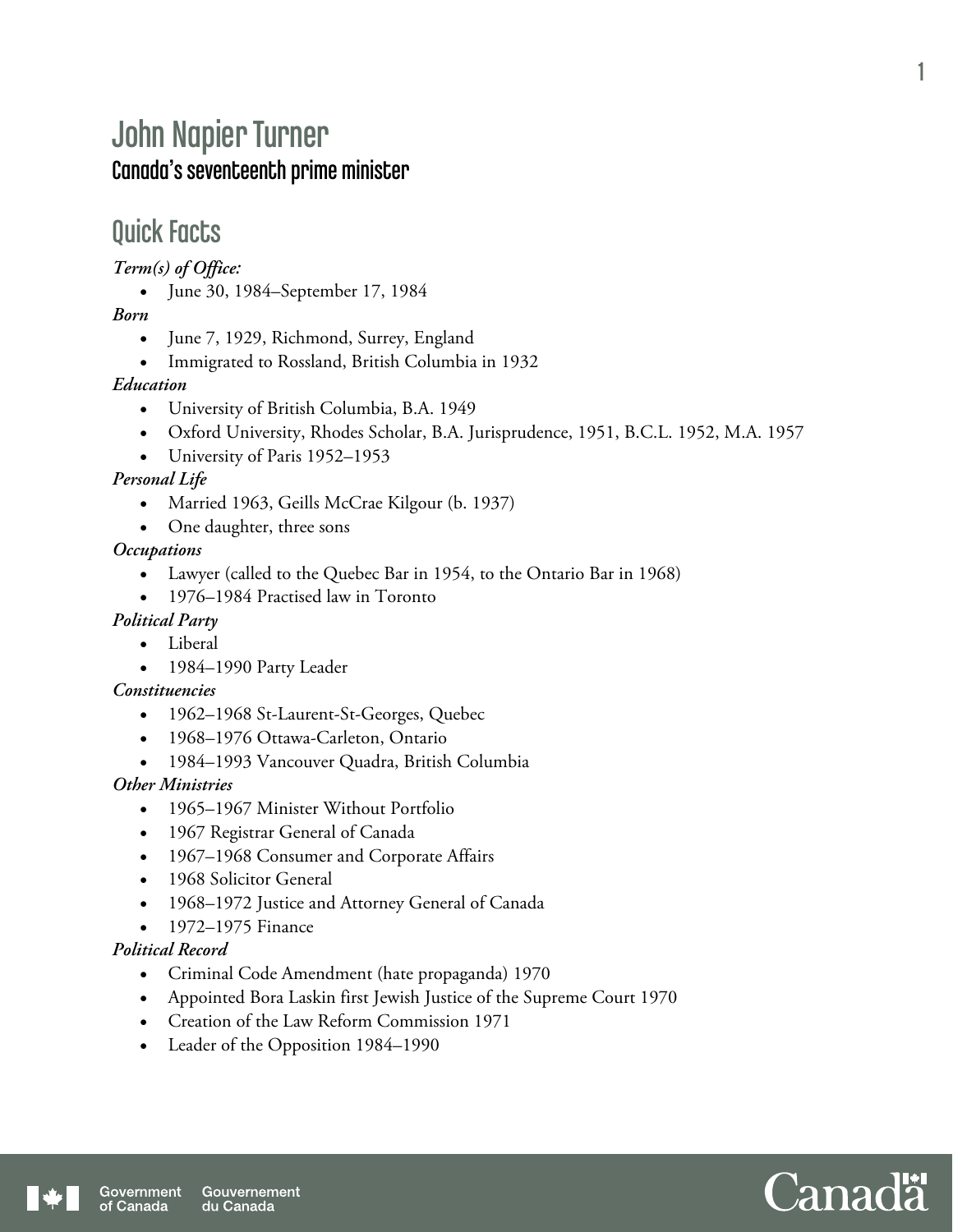# John Napier Turner

## Canada's seventeenth prime minister

## Quick Facts

***Term(s) of Office:***

- June 30, 1984–September 17, 1984

***Born***

- June 7, 1929, Richmond, Surrey, England
- Immigrated to Rossland, British Columbia in 1932

***Education***

- University of British Columbia, B.A. 1949
- Oxford University, Rhodes Scholar, B.A. Jurisprudence, 1951, B.C.L. 1952, M.A. 1957
- University of Paris 1952–1953

***Personal Life***

- Married 1963, Geills McCrae Kilgour (b. 1937)
- One daughter, three sons

***Occupations***

- Lawyer (called to the Quebec Bar in 1954, to the Ontario Bar in 1968)
- 1976–1984 Practised law in Toronto

***Political Party***

- Liberal
- 1984–1990 Party Leader

***Constituencies***

- 1962–1968 St-Laurent-St-Georges, Quebec
- 1968–1976 Ottawa-Carleton, Ontario
- 1984–1993 Vancouver Quadra, British Columbia

***Other Ministries***

- 1965–1967 Minister Without Portfolio
- 1967 Registrar General of Canada
- 1967–1968 Consumer and Corporate Affairs
- 1968 Solicitor General
- 1968–1972 Justice and Attorney General of Canada
- 1972–1975 Finance

***Political Record***

- Criminal Code Amendment (hate propaganda) 1970
- Appointed Bora Laskin first Jewish Justice of the Supreme Court 1970
- Creation of the Law Reform Commission 1971
- Leader of the Opposition 1984–1990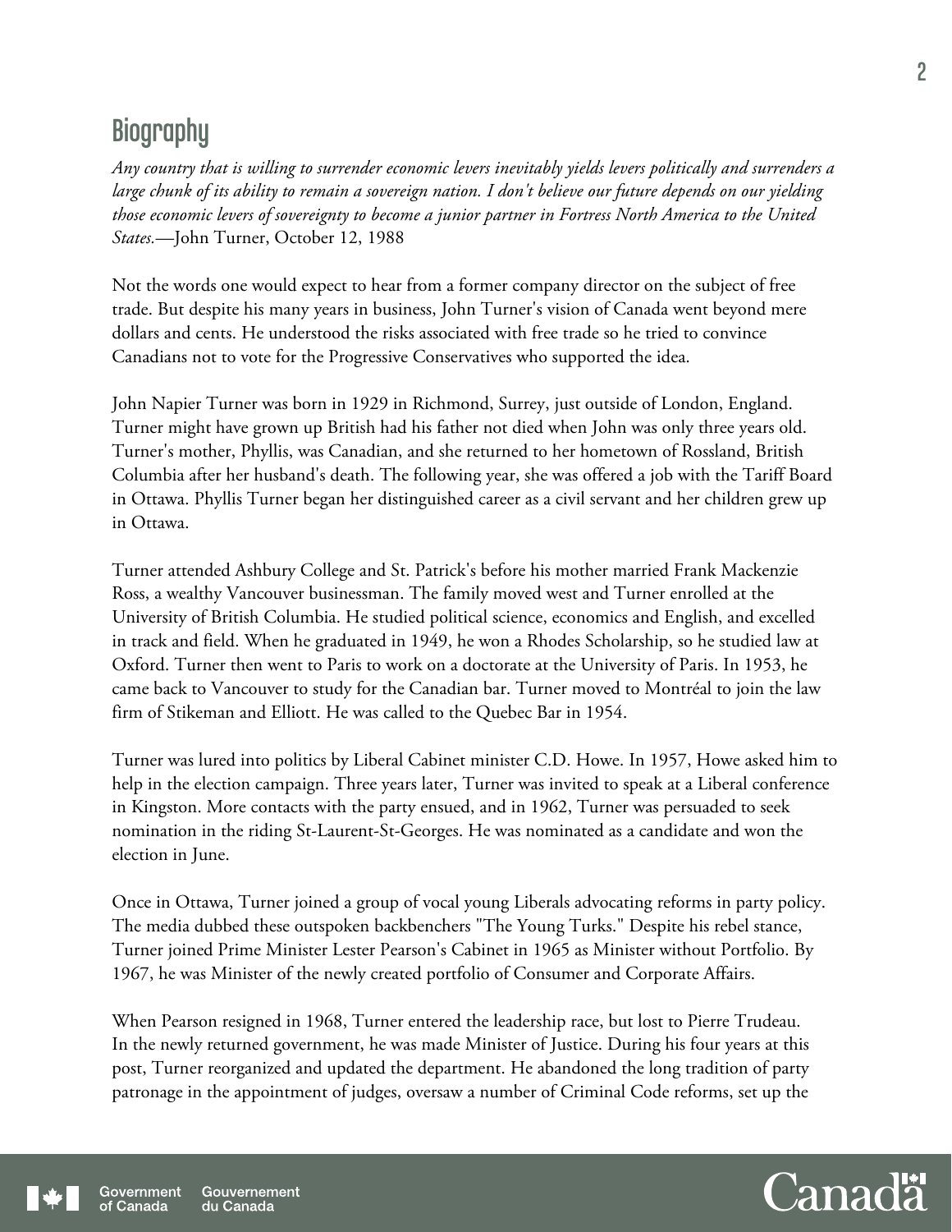## Biography

*Any country that is willing to surrender economic levers inevitably yields levers politically and surrenders a large chunk of its ability to remain a sovereign nation. I don't believe our future depends on our yielding those economic levers of sovereignty to become a junior partner in Fortress North America to the United States.*—John Turner, October 12, 1988

Not the words one would expect to hear from a former company director on the subject of free trade. But despite his many years in business, John Turner's vision of Canada went beyond mere dollars and cents. He understood the risks associated with free trade so he tried to convince Canadians not to vote for the Progressive Conservatives who supported the idea.

John Napier Turner was born in 1929 in Richmond, Surrey, just outside of London, England. Turner might have grown up British had his father not died when John was only three years old. Turner's mother, Phyllis, was Canadian, and she returned to her hometown of Rossland, British Columbia after her husband's death. The following year, she was offered a job with the Tariff Board in Ottawa. Phyllis Turner began her distinguished career as a civil servant and her children grew up in Ottawa.

Turner attended Ashbury College and St. Patrick's before his mother married Frank Mackenzie Ross, a wealthy Vancouver businessman. The family moved west and Turner enrolled at the University of British Columbia. He studied political science, economics and English, and excelled in track and field. When he graduated in 1949, he won a Rhodes Scholarship, so he studied law at Oxford. Turner then went to Paris to work on a doctorate at the University of Paris. In 1953, he came back to Vancouver to study for the Canadian bar. Turner moved to Montréal to join the law firm of Stikeman and Elliott. He was called to the Quebec Bar in 1954.

Turner was lured into politics by Liberal Cabinet minister C.D. Howe. In 1957, Howe asked him to help in the election campaign. Three years later, Turner was invited to speak at a Liberal conference in Kingston. More contacts with the party ensued, and in 1962, Turner was persuaded to seek nomination in the riding St-Laurent-St-Georges. He was nominated as a candidate and won the election in June.

Once in Ottawa, Turner joined a group of vocal young Liberals advocating reforms in party policy. The media dubbed these outspoken backbenchers "The Young Turks." Despite his rebel stance, Turner joined Prime Minister Lester Pearson's Cabinet in 1965 as Minister without Portfolio. By 1967, he was Minister of the newly created portfolio of Consumer and Corporate Affairs.

When Pearson resigned in 1968, Turner entered the leadership race, but lost to Pierre Trudeau. In the newly returned government, he was made Minister of Justice. During his four years at this post, Turner reorganized and updated the department. He abandoned the long tradition of party patronage in the appointment of judges, oversaw a number of Criminal Code reforms, set up the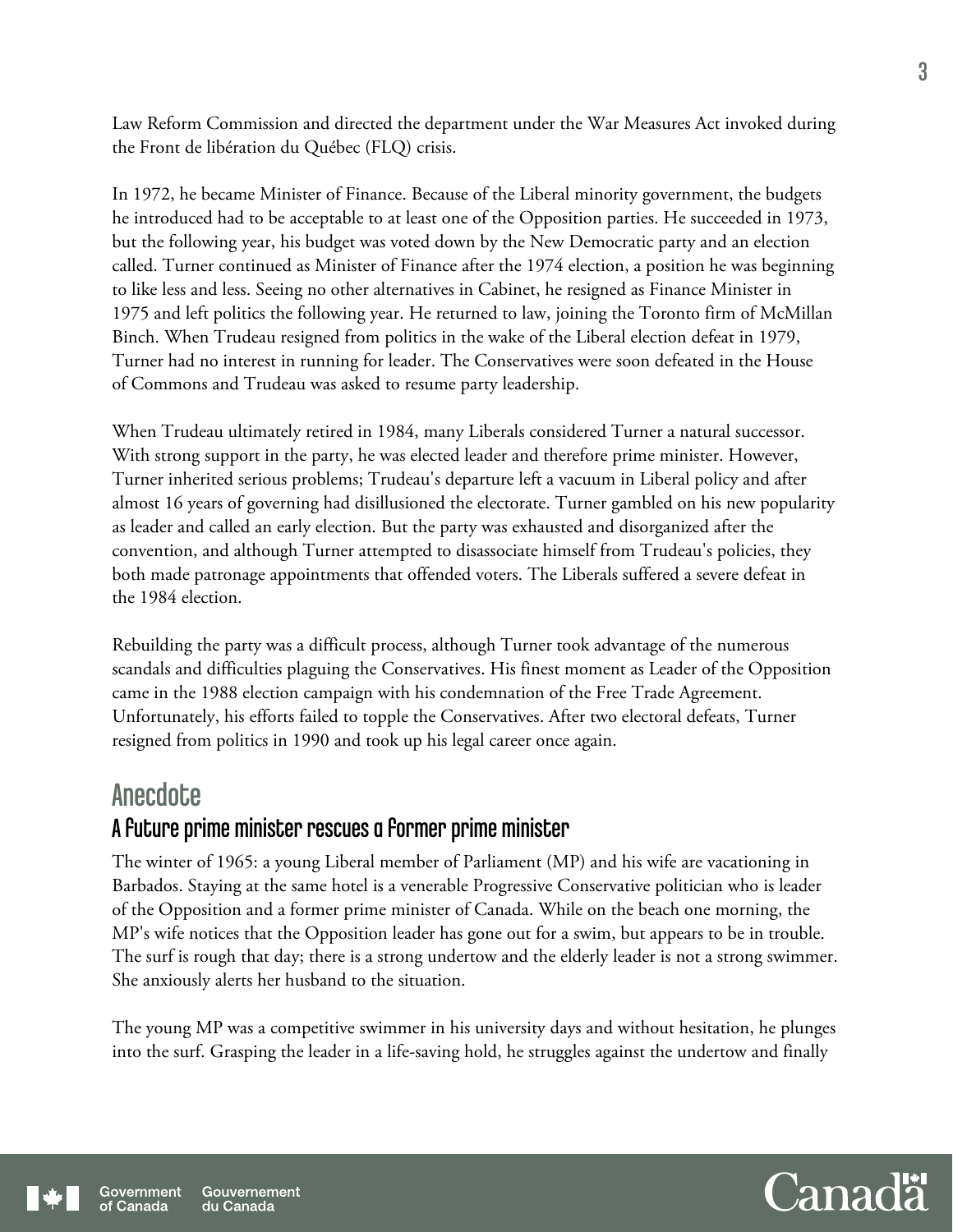Law Reform Commission and directed the department under the War Measures Act invoked during the Front de libération du Québec (FLQ) crisis.

In 1972, he became Minister of Finance. Because of the Liberal minority government, the budgets he introduced had to be acceptable to at least one of the Opposition parties. He succeeded in 1973, but the following year, his budget was voted down by the New Democratic party and an election called. Turner continued as Minister of Finance after the 1974 election, a position he was beginning to like less and less. Seeing no other alternatives in Cabinet, he resigned as Finance Minister in 1975 and left politics the following year. He returned to law, joining the Toronto firm of McMillan Binch. When Trudeau resigned from politics in the wake of the Liberal election defeat in 1979, Turner had no interest in running for leader. The Conservatives were soon defeated in the House of Commons and Trudeau was asked to resume party leadership.

When Trudeau ultimately retired in 1984, many Liberals considered Turner a natural successor. With strong support in the party, he was elected leader and therefore prime minister. However, Turner inherited serious problems; Trudeau's departure left a vacuum in Liberal policy and after almost 16 years of governing had disillusioned the electorate. Turner gambled on his new popularity as leader and called an early election. But the party was exhausted and disorganized after the convention, and although Turner attempted to disassociate himself from Trudeau's policies, they both made patronage appointments that offended voters. The Liberals suffered a severe defeat in the 1984 election.

Rebuilding the party was a difficult process, although Turner took advantage of the numerous scandals and difficulties plaguing the Conservatives. His finest moment as Leader of the Opposition came in the 1988 election campaign with his condemnation of the Free Trade Agreement. Unfortunately, his efforts failed to topple the Conservatives. After two electoral defeats, Turner resigned from politics in 1990 and took up his legal career once again.

## Anecdote

### A future prime minister rescues a former prime minister

The winter of 1965: a young Liberal member of Parliament (MP) and his wife are vacationing in Barbados. Staying at the same hotel is a venerable Progressive Conservative politician who is leader of the Opposition and a former prime minister of Canada. While on the beach one morning, the MP's wife notices that the Opposition leader has gone out for a swim, but appears to be in trouble. The surf is rough that day; there is a strong undertow and the elderly leader is not a strong swimmer. She anxiously alerts her husband to the situation.

The young MP was a competitive swimmer in his university days and without hesitation, he plunges into the surf. Grasping the leader in a life-saving hold, he struggles against the undertow and finally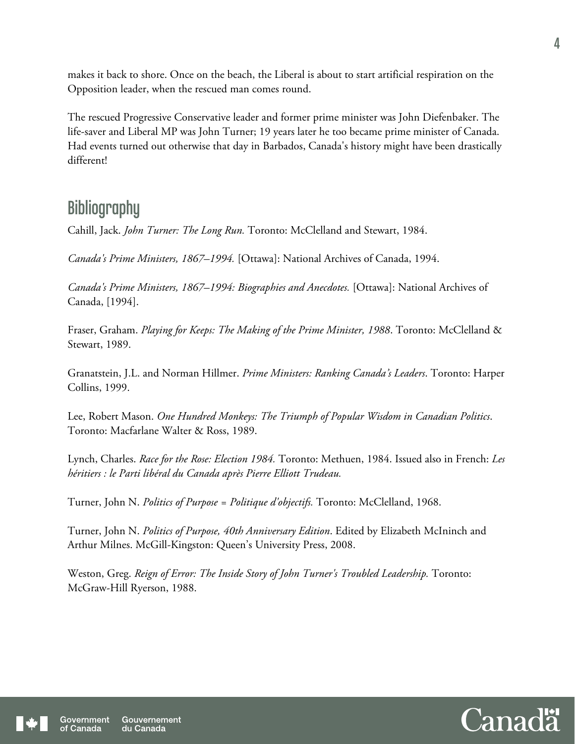makes it back to shore. Once on the beach, the Liberal is about to start artificial respiration on the Opposition leader, when the rescued man comes round.

The rescued Progressive Conservative leader and former prime minister was John Diefenbaker. The life-saver and Liberal MP was John Turner; 19 years later he too became prime minister of Canada. Had events turned out otherwise that day in Barbados, Canada's history might have been drastically different!

## Bibliography

Cahill, Jack. *John Turner: The Long Run.* Toronto: McClelland and Stewart, 1984.

*Canada's Prime Ministers, 1867–1994.* [Ottawa]: National Archives of Canada, 1994.

*Canada's Prime Ministers, 1867–1994: Biographies and Anecdotes.* [Ottawa]: National Archives of Canada, [1994].

Fraser, Graham. *Playing for Keeps: The Making of the Prime Minister, 1988*. Toronto: McClelland & Stewart, 1989.

Granatstein, J.L. and Norman Hillmer. *Prime Ministers: Ranking Canada's Leaders*. Toronto: Harper Collins, 1999.

Lee, Robert Mason. *One Hundred Monkeys: The Triumph of Popular Wisdom in Canadian Politics*. Toronto: Macfarlane Walter & Ross, 1989.

Lynch, Charles. *Race for the Rose: Election 1984.* Toronto: Methuen, 1984. Issued also in French: *Les héritiers : le Parti libéral du Canada après Pierre Elliott Trudeau.*

Turner, John N. *Politics of Purpose = Politique d'objectifs.* Toronto: McClelland, 1968.

Turner, John N. *Politics of Purpose, 40th Anniversary Edition*. Edited by Elizabeth McIninch and Arthur Milnes. McGill-Kingston: Queen's University Press, 2008.

Weston, Greg. *Reign of Error: The Inside Story of John Turner's Troubled Leadership.* Toronto: McGraw-Hill Ryerson, 1988.